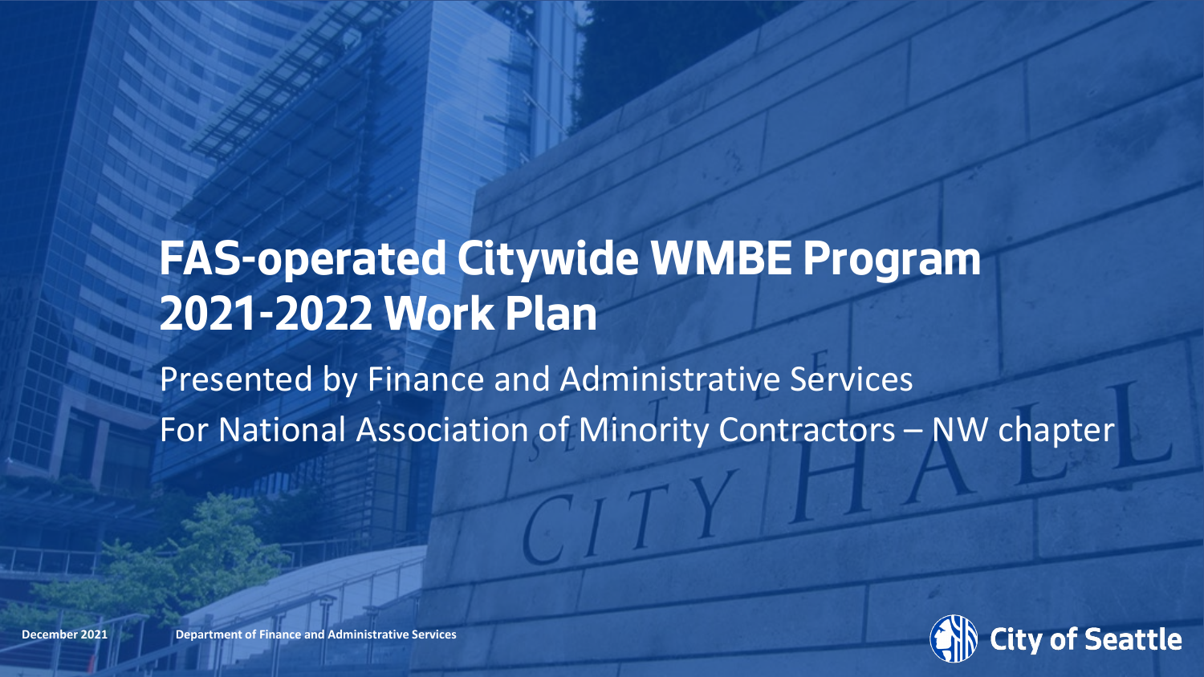# FAS-operated Citywide WMBE Program 2021-2022 Work Plan

Presented by Finance and Administrative Services

For National Association of Minority Contractors – NW chapter

December 2021

Department of Finance and Administrative Services

City of Seattle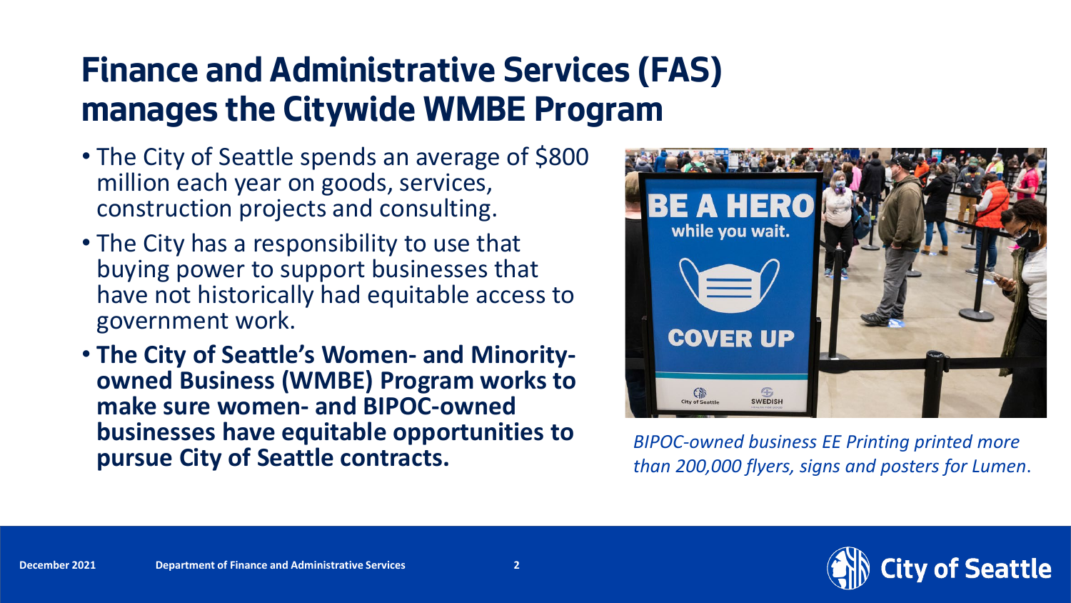# Finance and Administrative Services (FAS) manages the Citywide WMBE Program

- The City of Seattle spends an average of $800 million each year on goods, services, construction projects and consulting.
- The City has a responsibility to use that buying power to support businesses that have not historically had equitable access to government work.
- **The City of Seattle's Women- and Minority-owned Business (WMBE) Program works to make sure women- and BIPOC-owned businesses have equitable opportunities to pursue City of Seattle contracts.**

*BIPOC-owned business EE Printing printed more than 200,000 flyers, signs and posters for Lumen.*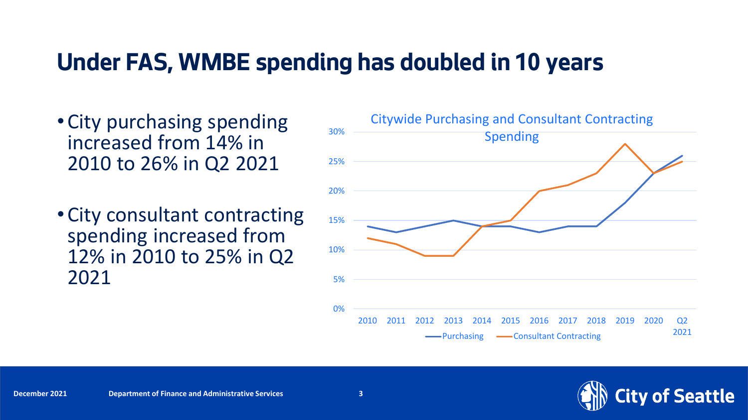# Under FAS, WMBE spending has doubled in 10 years

- City purchasing spending increased from 14% in 2010 to 26% in Q2 2021
- City consultant contracting spending increased from 12% in 2010 to 25% in Q2 2021

Citywide Purchasing and Consultant Contracting Spending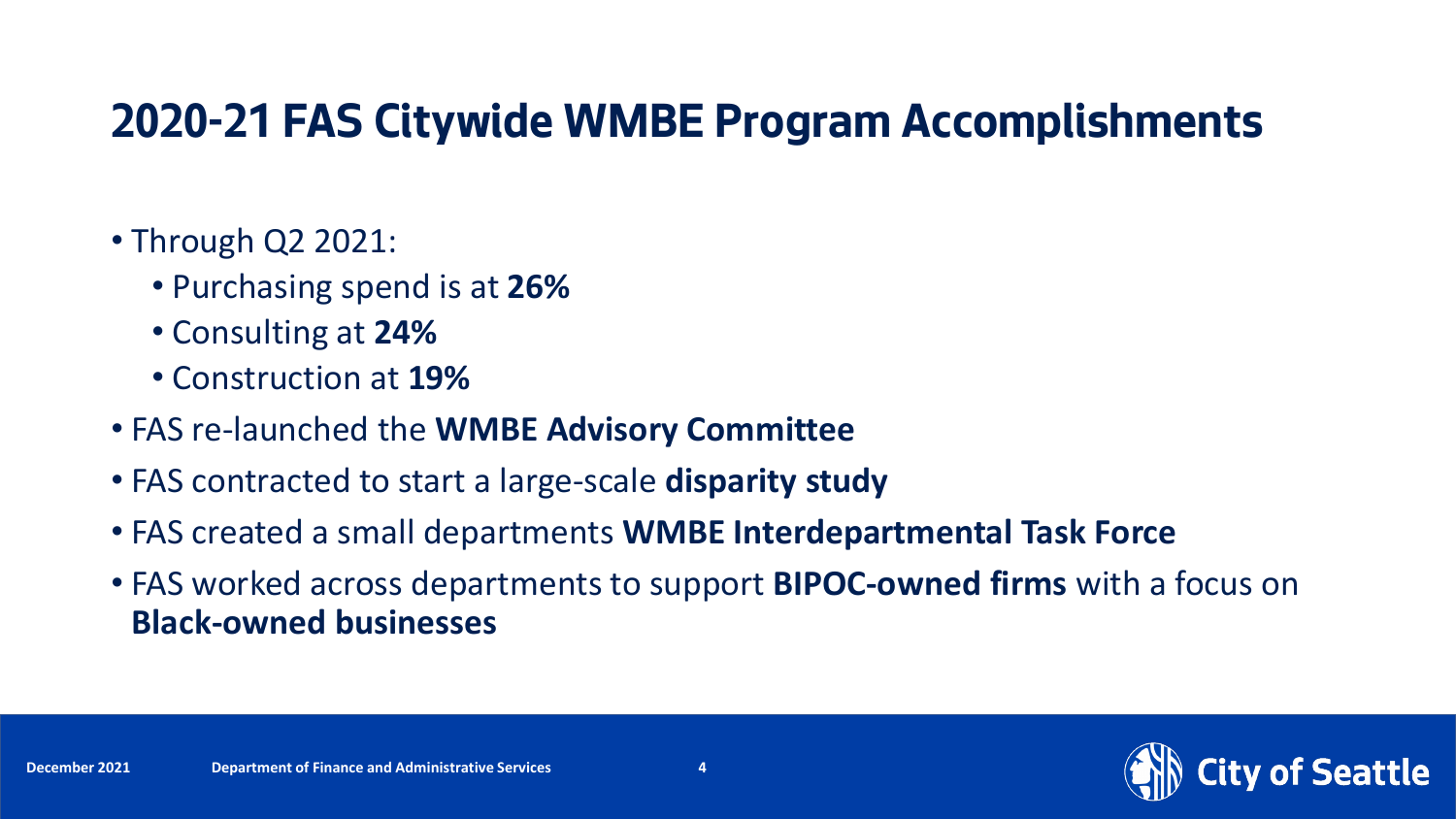# 2020-21 FAS Citywide WMBE Program Accomplishments

- Through Q2 2021:
  - Purchasing spend is at **26%**
  - Consulting at **24%**
  - Construction at **19%**
- FAS re-launched the **WMBE Advisory Committee**
- FAS contracted to start a large-scale **disparity study**
- FAS created a small departments **WMBE Interdepartmental Task Force**
- FAS worked across departments to support **BIPOC-owned firms** with a focus on **Black-owned businesses**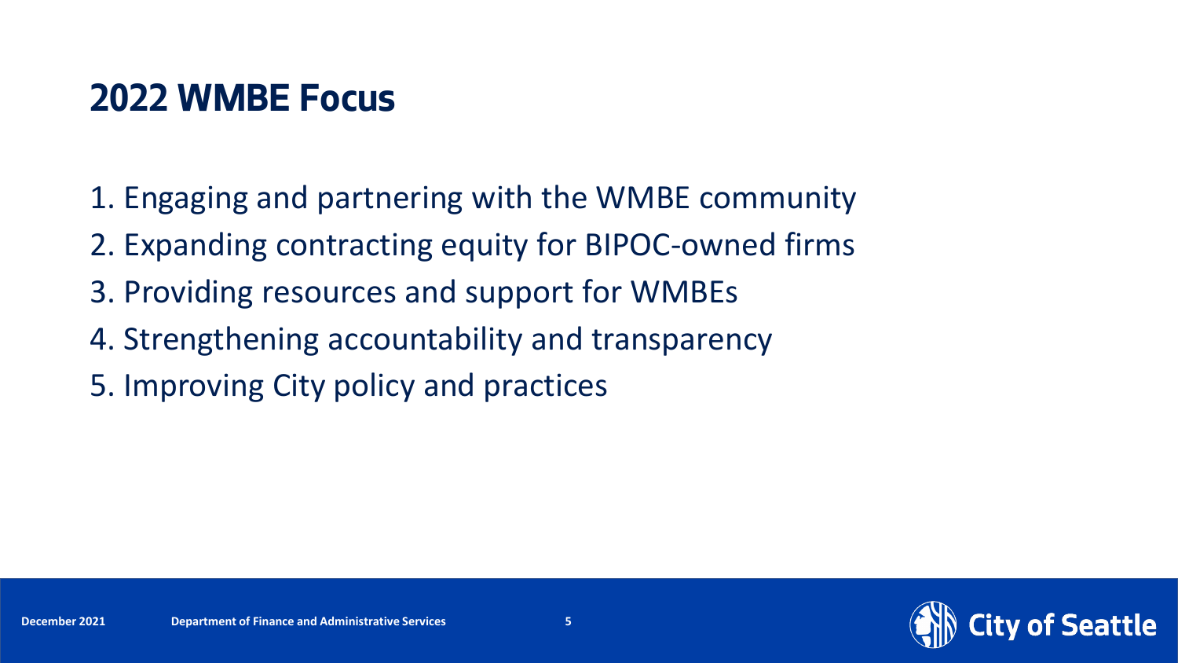# 2022 WMBE Focus

1. Engaging and partnering with the WMBE community
2. Expanding contracting equity for BIPOC-owned firms
3. Providing resources and support for WMBEs
4. Strengthening accountability and transparency
5. Improving City policy and practices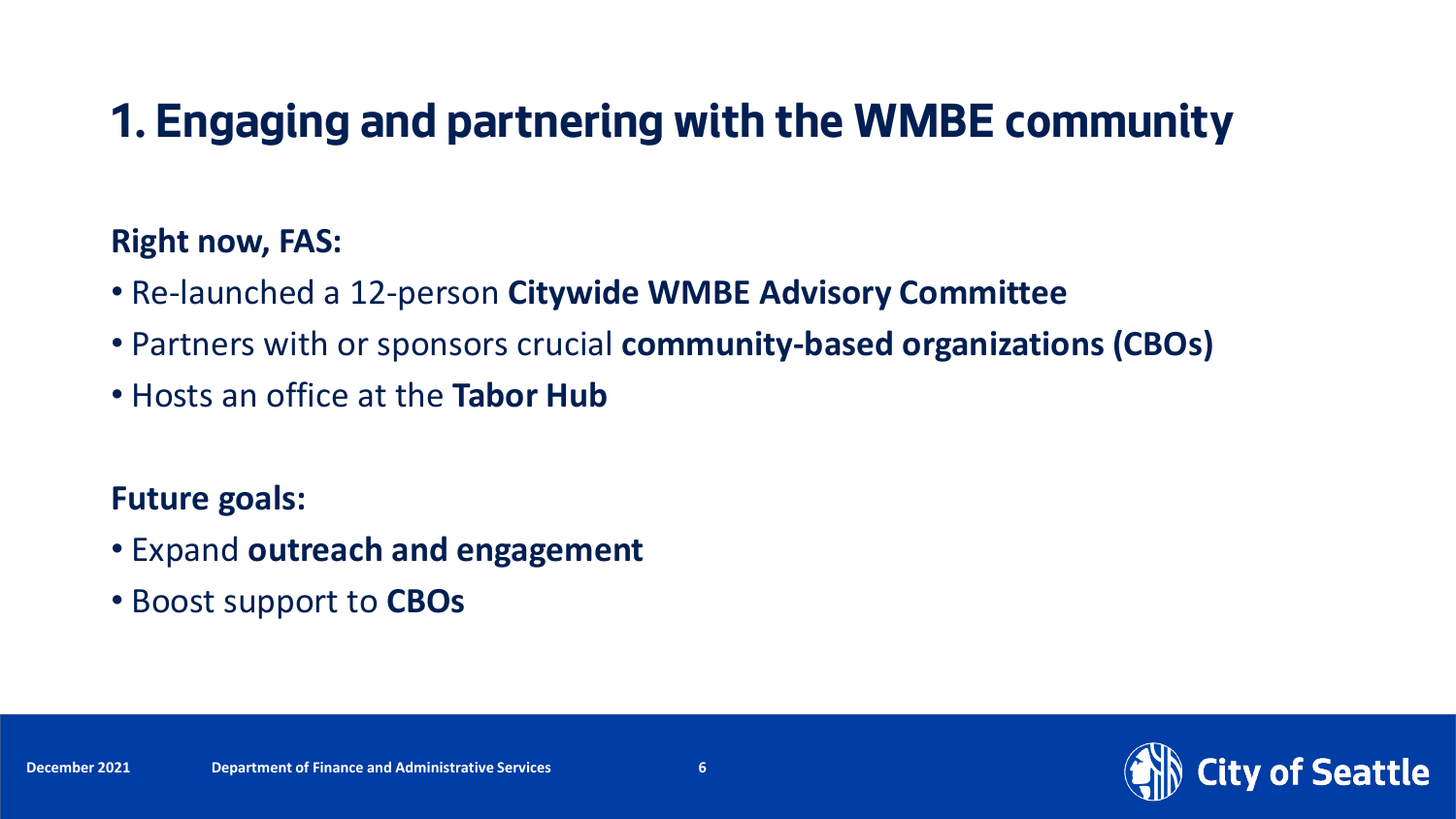# 1. Engaging and partnering with the WMBE community

**Right now, FAS:**

- Re-launched a 12-person **Citywide WMBE Advisory Committee**
- Partners with or sponsors crucial **community-based organizations (CBOs)**
- Hosts an office at the **Tabor Hub**

**Future goals:**

- Expand **outreach and engagement**
- Boost support to **CBOs**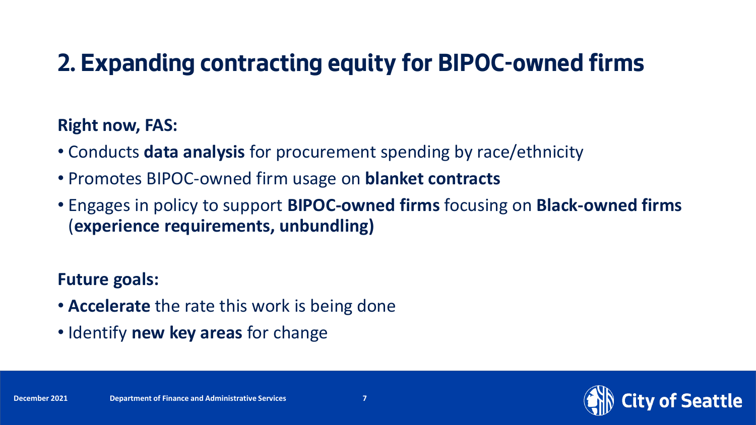## 2. Expanding contracting equity for BIPOC-owned firms

**Right now, FAS:**

- Conducts **data analysis** for procurement spending by race/ethnicity
- Promotes BIPOC-owned firm usage on **blanket contracts**
- Engages in policy to support **BIPOC-owned firms** focusing on **Black-owned firms** (**experience requirements, unbundling)**

**Future goals:**

- **Accelerate** the rate this work is being done
- Identify **new key areas** for change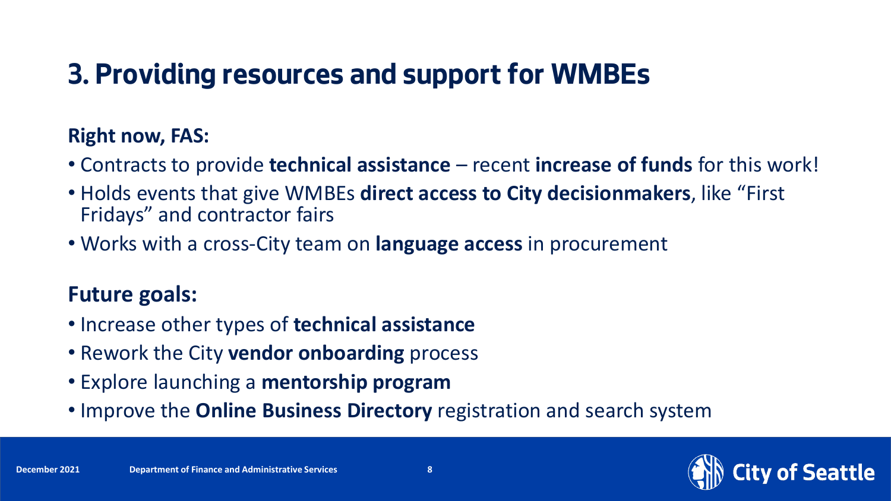# 3. Providing resources and support for WMBEs

**Right now, FAS:**

- Contracts to provide **technical assistance** – recent **increase of funds** for this work!
- Holds events that give WMBEs **direct access to City decisionmakers**, like "First Fridays" and contractor fairs
- Works with a cross-City team on **language access** in procurement

**Future goals:**

- Increase other types of **technical assistance**
- Rework the City **vendor onboarding** process
- Explore launching a **mentorship program**
- Improve the **Online Business Directory** registration and search system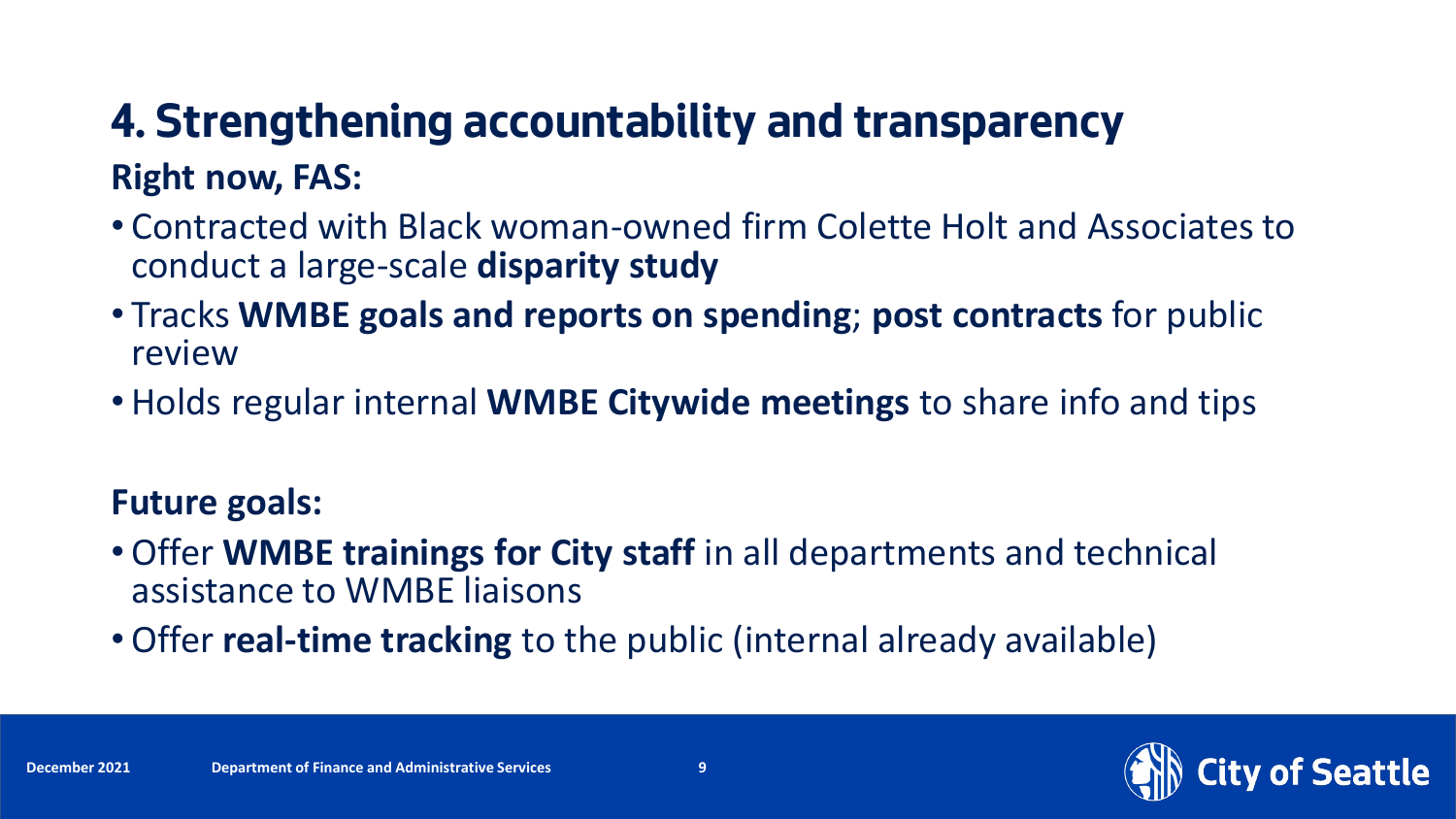# 4. Strengthening accountability and transparency

**Right now, FAS:**

- Contracted with Black woman-owned firm Colette Holt and Associates to conduct a large-scale **disparity study**
- Tracks **WMBE goals and reports on spending**; **post contracts** for public review
- Holds regular internal **WMBE Citywide meetings** to share info and tips

**Future goals:**

- Offer **WMBE trainings for City staff** in all departments and technical assistance to WMBE liaisons
- Offer **real-time tracking** to the public (internal already available)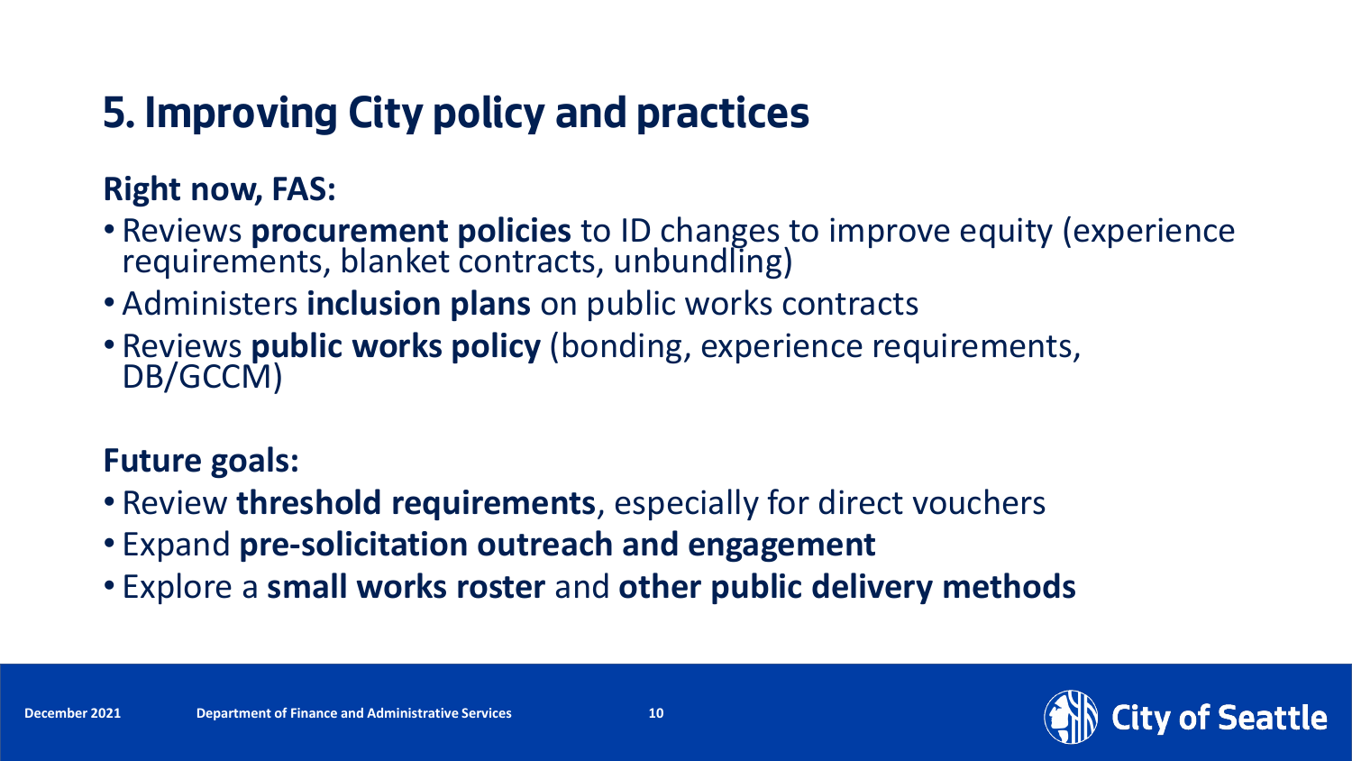# 5. Improving City policy and practices

**Right now, FAS:**

- Reviews **procurement policies** to ID changes to improve equity (experience requirements, blanket contracts, unbundling)
- Administers **inclusion plans** on public works contracts
- Reviews **public works policy** (bonding, experience requirements, DB/GCCM)

**Future goals:**

- Review **threshold requirements**, especially for direct vouchers
- Expand **pre-solicitation outreach and engagement**
- Explore a **small works roster** and **other public delivery methods**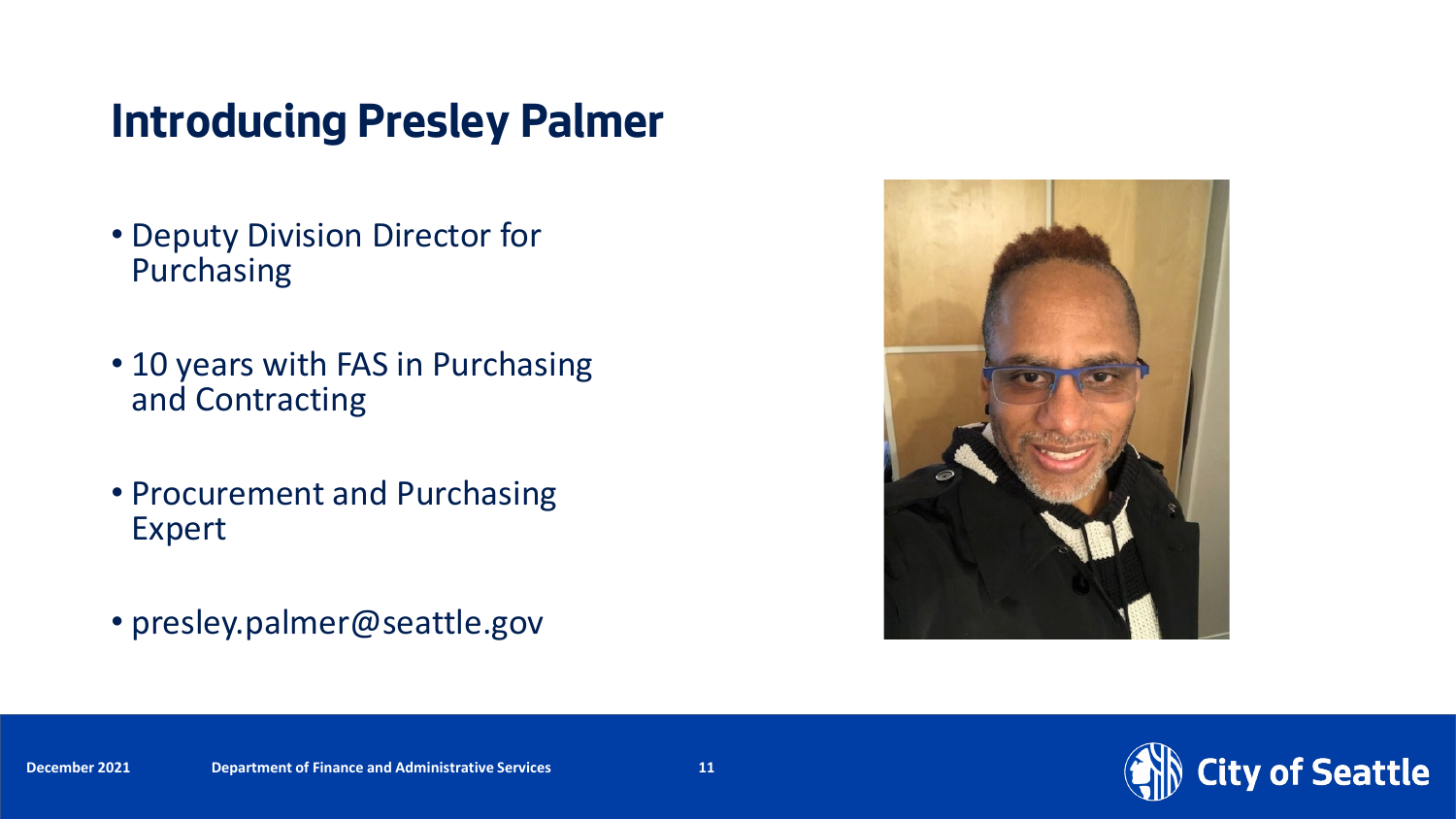# Introducing Presley Palmer

- Deputy Division Director for Purchasing
- 10 years with FAS in Purchasing and Contracting
- Procurement and Purchasing Expert
- presley.palmer@seattle.gov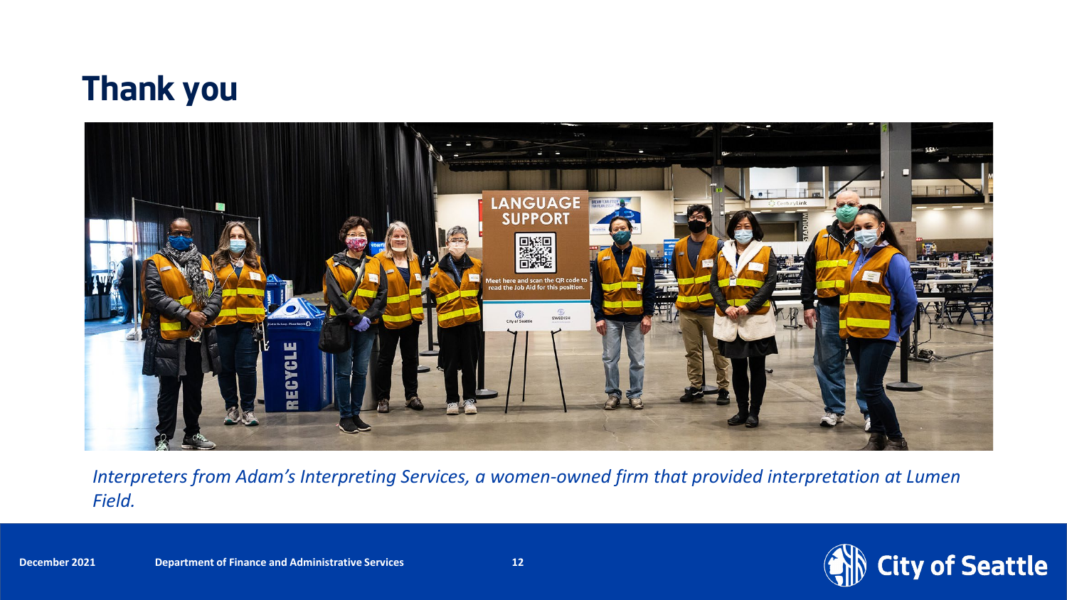# Thank you

*Interpreters from Adam's Interpreting Services, a women-owned firm that provided interpretation at Lumen Field.*